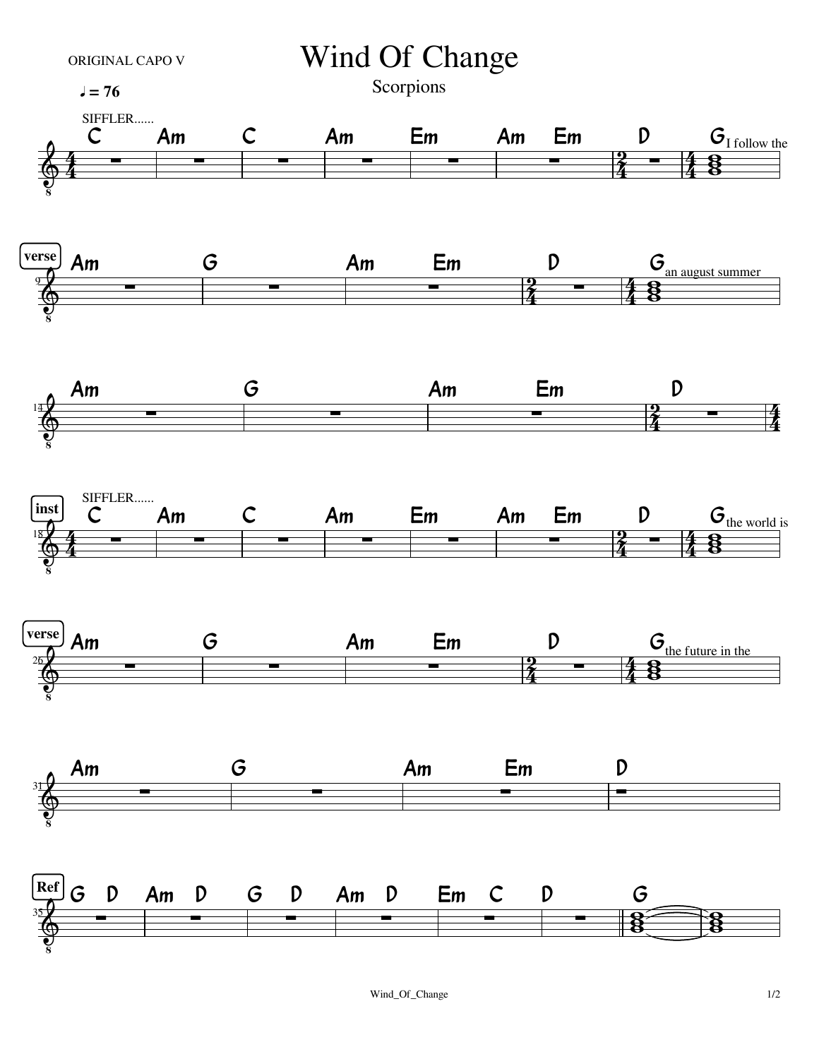# Wind Of Change

Scorpions

ORIGINAL CAPO V

♩ = 76

SIFFLER......

C Am C Am Em Am Em D G I follow the

**verse**

Am G Am Em D G an august summer

Am G Am Em D

**inst**

SIFFLER......

C Am C Am Em Am Em D G the world is

**verse**

Am G Am Em D G the future in the

Am G Am Em D

**Ref**

G D Am D G D Am D Em C D G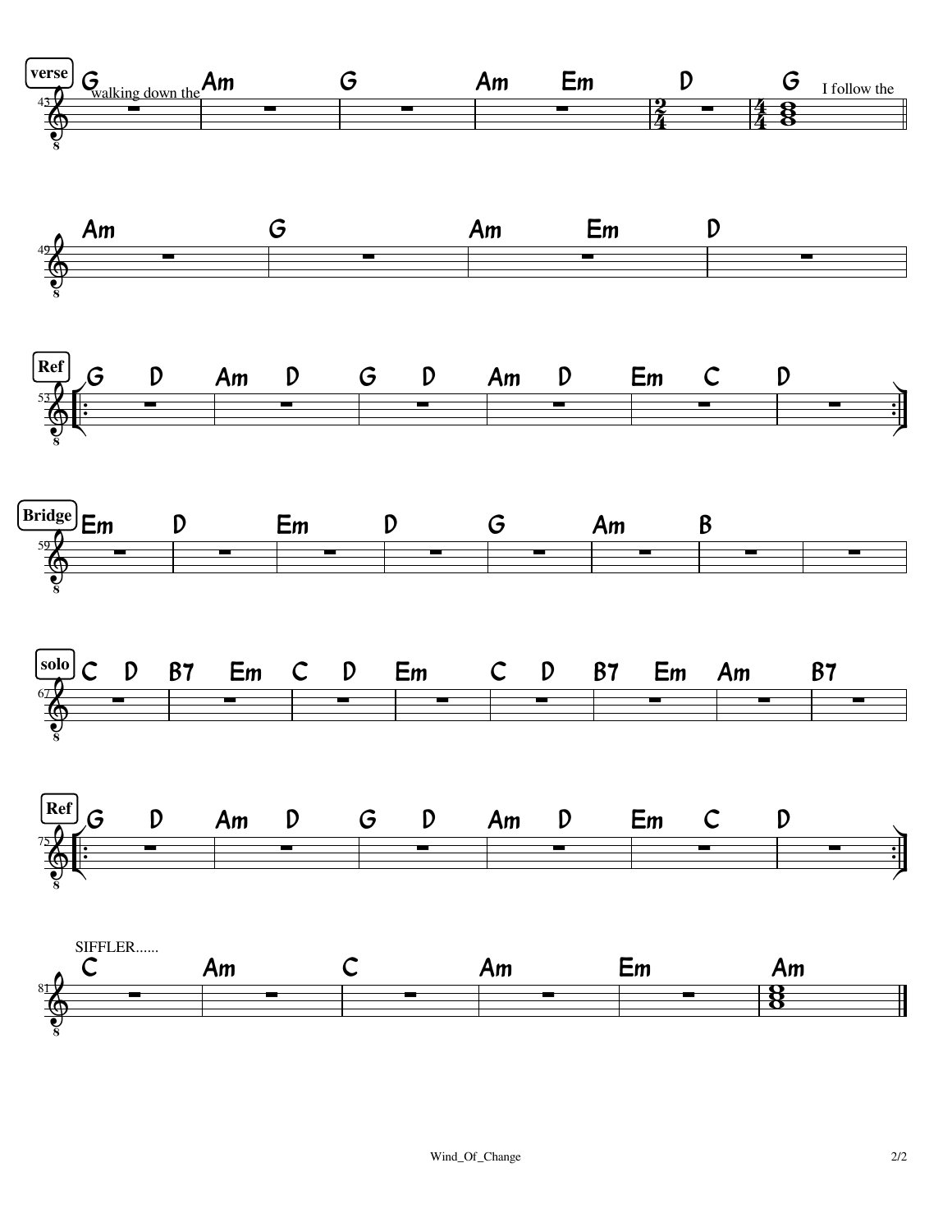**verse**

43 | G walking down the | Am | G | Am Em | D (2/4) | G (4/4) I follow the ||

49 | Am | G | Am Em | D |

**Ref**

53 |: G D | Am D | G D | Am D | Em C | D :|

**Bridge**

59 | Em | D | Em | D | G | Am | B | |

**solo**

67 | C D | B7 Em | C D | Em | C D | B7 Em | Am | B7 |

**Ref**

75 |: G D | Am D | G D | Am D | Em C | D :|

SIFFLER......

81 | C | Am | C | Am | Em | Am ||